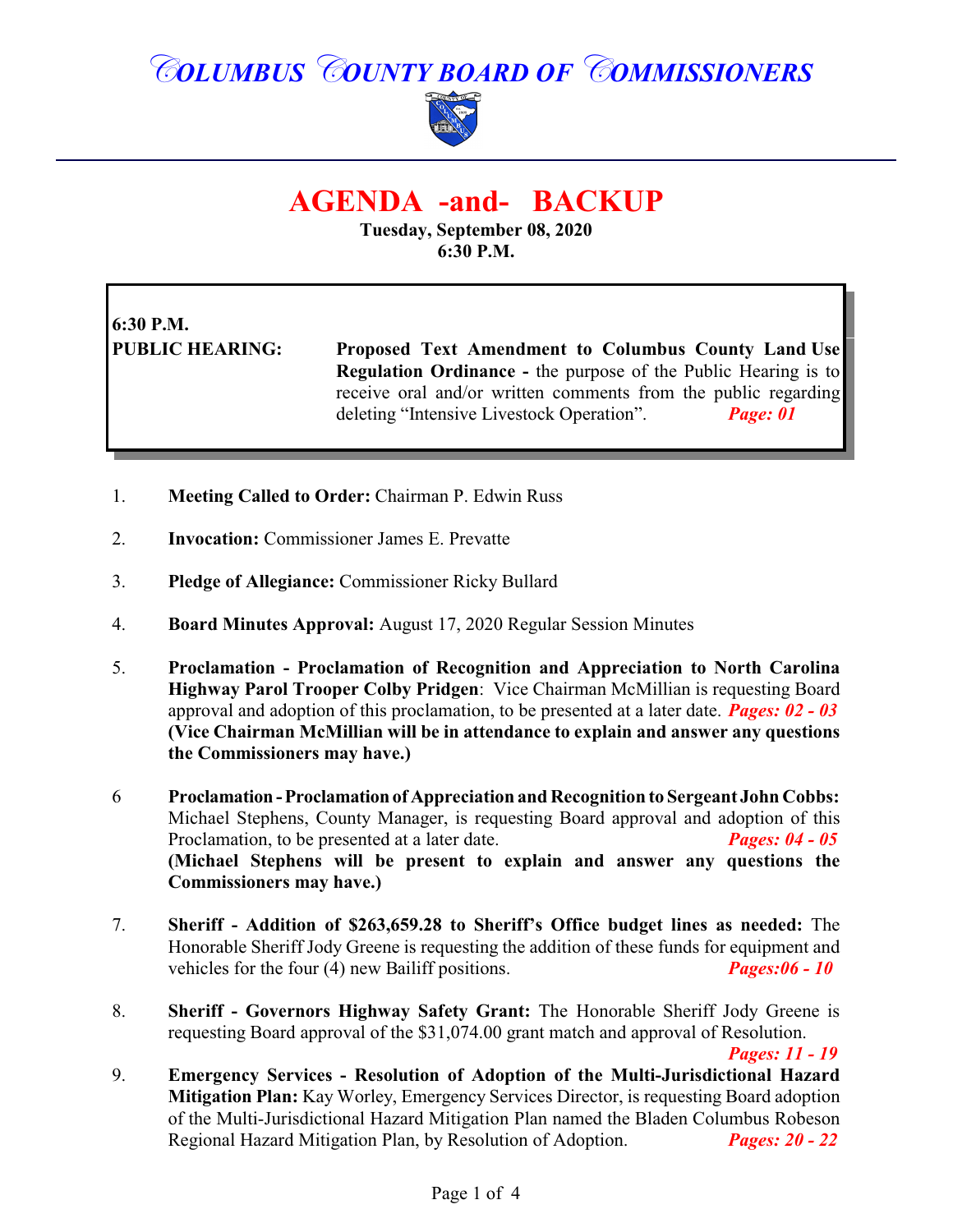# COLUMBUS COUNTY BOARD OF COMMISSIONERS

## AGENDA -and- BACKUP

**Tuesday, September 08, 2020**
**6:30 P.M.**

**6:30 P.M.**
**PUBLIC HEARING:** **Proposed Text Amendment to Columbus County Land Use Regulation Ordinance -** the purpose of the Public Hearing is to receive oral and/or written comments from the public regarding deleting "Intensive Livestock Operation". ***Page: 01***

1. **Meeting Called to Order:** Chairman P. Edwin Russ

2. **Invocation:** Commissioner James E. Prevatte

3. **Pledge of Allegiance:** Commissioner Ricky Bullard

4. **Board Minutes Approval:** August 17, 2020 Regular Session Minutes

5. **Proclamation - Proclamation of Recognition and Appreciation to North Carolina Highway Parol Trooper Colby Pridgen**: Vice Chairman McMillian is requesting Board approval and adoption of this proclamation, to be presented at a later date. ***Pages: 02 - 03*** **(Vice Chairman McMillian will be in attendance to explain and answer any questions the Commissioners may have.)**

6. **Proclamation - Proclamation of Appreciation and Recognition to Sergeant John Cobbs:** Michael Stephens, County Manager, is requesting Board approval and adoption of this Proclamation, to be presented at a later date. ***Pages: 04 - 05*** **(Michael Stephens will be present to explain and answer any questions the Commissioners may have.)**

7. **Sheriff - Addition of $263,659.28 to Sheriff's Office budget lines as needed:** The Honorable Sheriff Jody Greene is requesting the addition of these funds for equipment and vehicles for the four (4) new Bailiff positions. ***Pages:06 - 10***

8. **Sheriff - Governors Highway Safety Grant:** The Honorable Sheriff Jody Greene is requesting Board approval of the $31,074.00 grant match and approval of Resolution. ***Pages: 11 - 19***

9. **Emergency Services - Resolution of Adoption of the Multi-Jurisdictional Hazard Mitigation Plan:** Kay Worley, Emergency Services Director, is requesting Board adoption of the Multi-Jurisdictional Hazard Mitigation Plan named the Bladen Columbus Robeson Regional Hazard Mitigation Plan, by Resolution of Adoption. ***Pages: 20 - 22***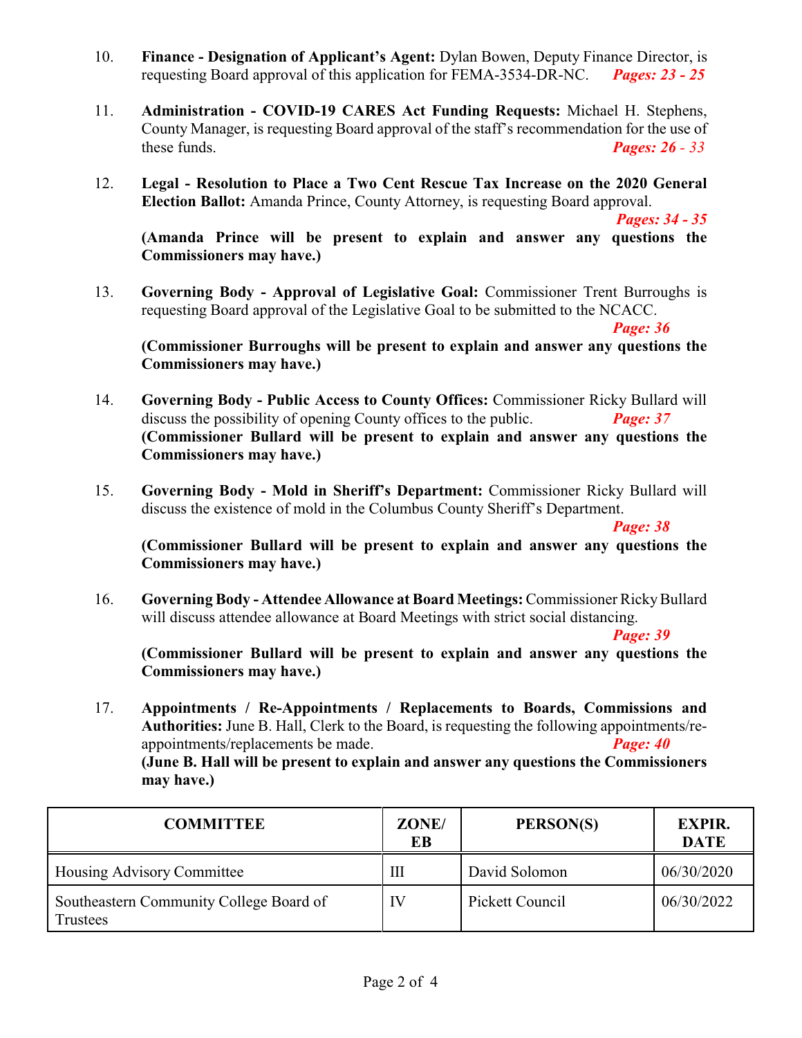10. **Finance - Designation of Applicant's Agent:** Dylan Bowen, Deputy Finance Director, is requesting Board approval of this application for FEMA-3534-DR-NC. ***Pages: 23 - 25***

11. **Administration - COVID-19 CARES Act Funding Requests:** Michael H. Stephens, County Manager, is requesting Board approval of the staff's recommendation for the use of these funds. ***Pages: 26 - 33***

12. **Legal - Resolution to Place a Two Cent Rescue Tax Increase on the 2020 General Election Ballot:** Amanda Prince, County Attorney, is requesting Board approval. ***Pages: 34 - 35***
    **(Amanda Prince will be present to explain and answer any questions the Commissioners may have.)**

13. **Governing Body - Approval of Legislative Goal:** Commissioner Trent Burroughs is requesting Board approval of the Legislative Goal to be submitted to the NCACC. ***Page: 36***
    **(Commissioner Burroughs will be present to explain and answer any questions the Commissioners may have.)**

14. **Governing Body - Public Access to County Offices:** Commissioner Ricky Bullard will discuss the possibility of opening County offices to the public. ***Page: 37***
    **(Commissioner Bullard will be present to explain and answer any questions the Commissioners may have.)**

15. **Governing Body - Mold in Sheriff's Department:** Commissioner Ricky Bullard will discuss the existence of mold in the Columbus County Sheriff's Department. ***Page: 38***
    **(Commissioner Bullard will be present to explain and answer any questions the Commissioners may have.)**

16. **Governing Body - Attendee Allowance at Board Meetings:** Commissioner Ricky Bullard will discuss attendee allowance at Board Meetings with strict social distancing. ***Page: 39***
    **(Commissioner Bullard will be present to explain and answer any questions the Commissioners may have.)**

17. **Appointments / Re-Appointments / Replacements to Boards, Commissions and Authorities:** June B. Hall, Clerk to the Board, is requesting the following appointments/re-appointments/replacements be made. ***Page: 40***
    **(June B. Hall will be present to explain and answer any questions the Commissioners may have.)**

| COMMITTEE | ZONE/ EB | PERSON(S) | EXPIR. DATE |
|---|---|---|---|
| Housing Advisory Committee | III | David Solomon | 06/30/2020 |
| Southeastern Community College Board of Trustees | IV | Pickett Council | 06/30/2022 |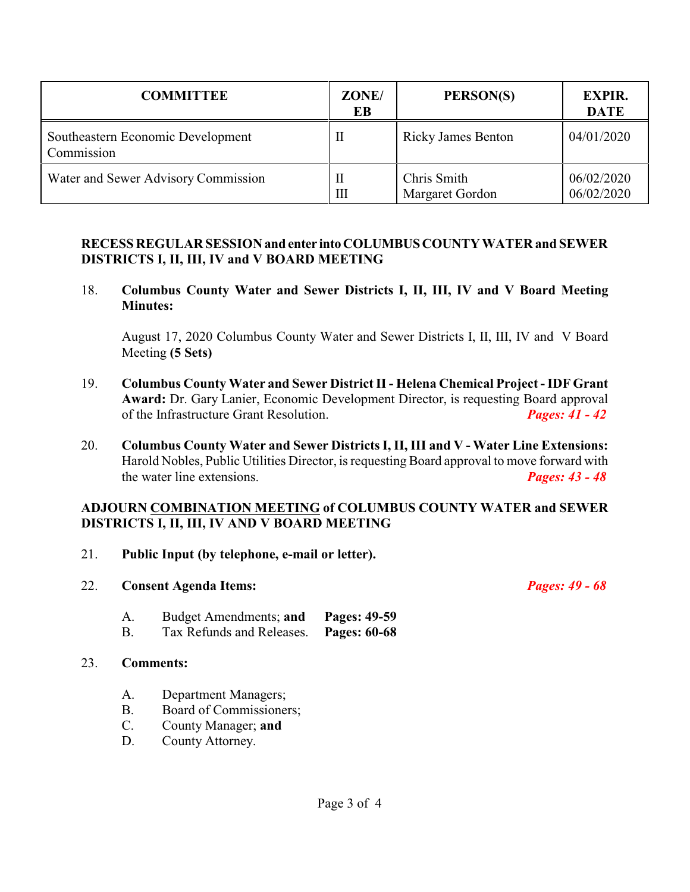| COMMITTEE | ZONE/ EB | PERSON(S) | EXPIR. DATE |
|---|---|---|---|
| Southeastern Economic Development Commission | II | Ricky James Benton | 04/01/2020 |
| Water and Sewer Advisory Commission | II<br>III | Chris Smith<br>Margaret Gordon | 06/02/2020<br>06/02/2020 |

**RECESS REGULAR SESSION and enter into COLUMBUS COUNTY WATER and SEWER DISTRICTS I, II, III, IV and V BOARD MEETING**

18. **Columbus County Water and Sewer Districts I, II, III, IV and V Board Meeting Minutes:**

    August 17, 2020 Columbus County Water and Sewer Districts I, II, III, IV and V Board Meeting **(5 Sets)**

19. **Columbus County Water and Sewer District II - Helena Chemical Project - IDF Grant Award:** Dr. Gary Lanier, Economic Development Director, is requesting Board approval of the Infrastructure Grant Resolution. ***Pages: 41 - 42***

20. **Columbus County Water and Sewer Districts I, II, III and V - Water Line Extensions:** Harold Nobles, Public Utilities Director, is requesting Board approval to move forward with the water line extensions. ***Pages: 43 - 48***

**ADJOURN COMBINATION MEETING of COLUMBUS COUNTY WATER and SEWER DISTRICTS I, II, III, IV AND V BOARD MEETING**

21. **Public Input (by telephone, e-mail or letter).**

22. **Consent Agenda Items:** ***Pages: 49 - 68***

    A. Budget Amendments; **and** **Pages: 49-59**
    B. Tax Refunds and Releases. **Pages: 60-68**

23. **Comments:**

    A. Department Managers;
    B. Board of Commissioners;
    C. County Manager; **and**
    D. County Attorney.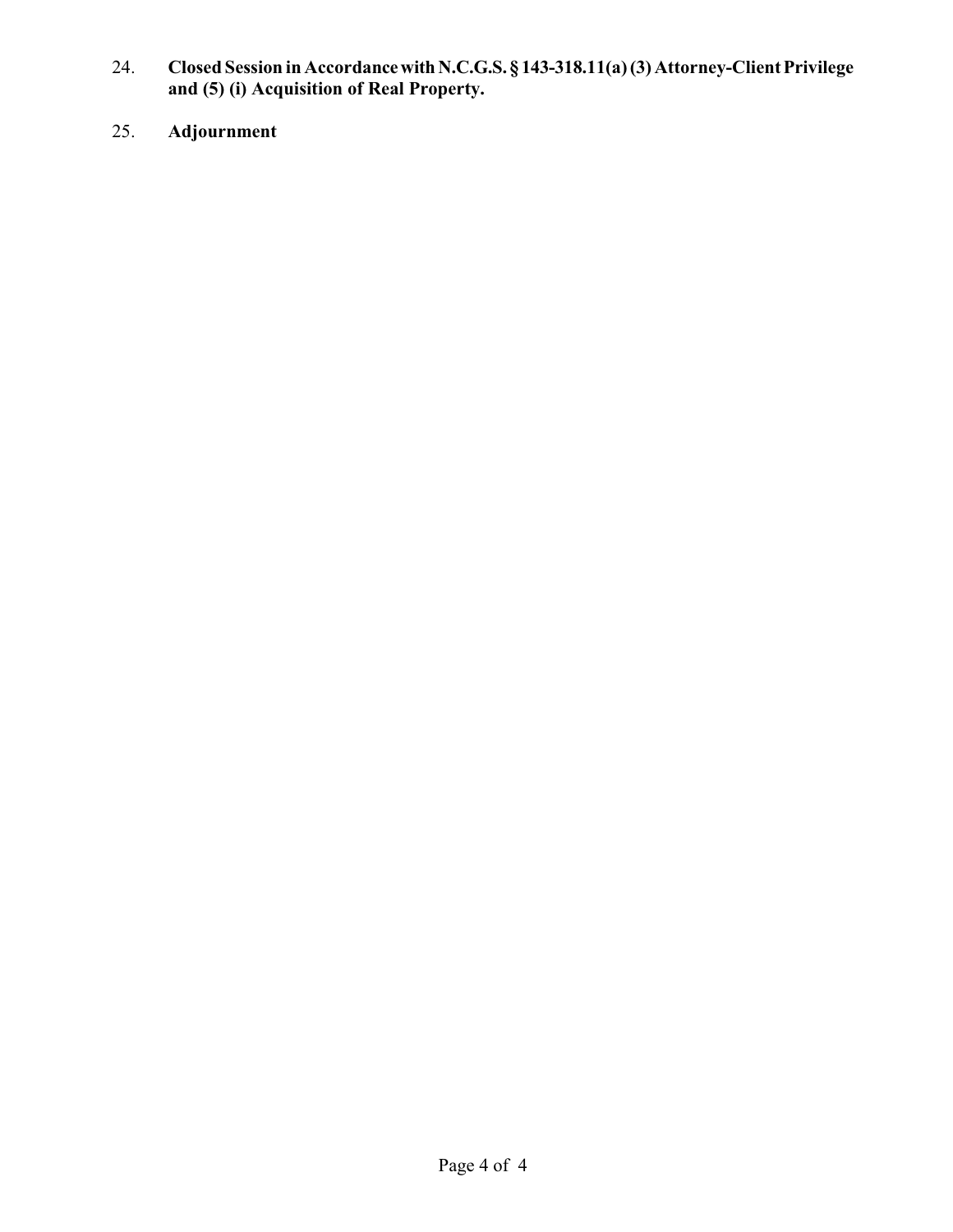24. **Closed Session in Accordance with N.C.G.S. § 143-318.11(a) (3) Attorney-Client Privilege and (5) (i) Acquisition of Real Property.**

25. **Adjournment**